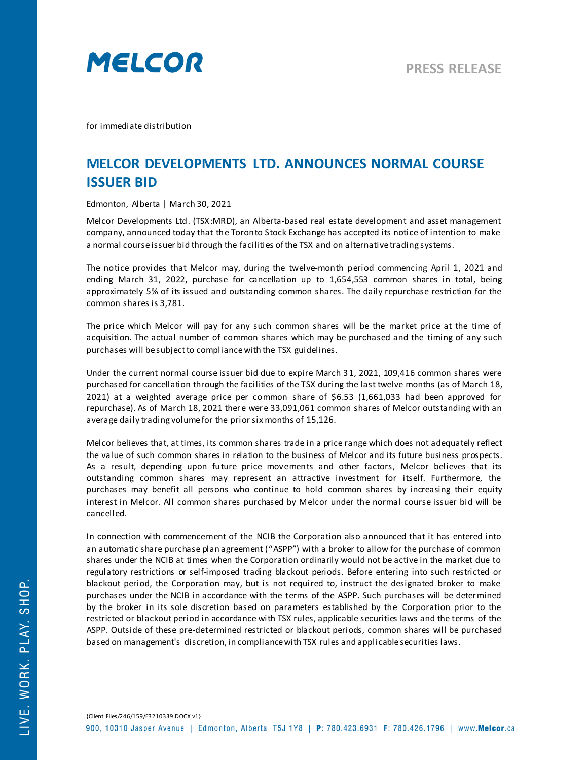MELCOR

PRESS RELEASE

for immediate distribution

# MELCOR DEVELOPMENTS LTD. ANNOUNCES NORMAL COURSE ISSUER BID

Edmonton, Alberta | March 30, 2021

Melcor Developments Ltd. (TSX:MRD), an Alberta-based real estate development and asset management company, announced today that the Toronto Stock Exchange has accepted its notice of intention to make a normal course issuer bid through the facilities of the TSX and on alternative trading systems.

The notice provides that Melcor may, during the twelve-month period commencing April 1, 2021 and ending March 31, 2022, purchase for cancellation up to 1,654,553 common shares in total, being approximately 5% of its issued and outstanding common shares. The daily repurchase restriction for the common shares is 3,781.

The price which Melcor will pay for any such common shares will be the market price at the time of acquisition. The actual number of common shares which may be purchased and the timing of any such purchases will be subject to compliance with the TSX guidelines.

Under the current normal course issuer bid due to expire March 31, 2021, 109,416 common shares were purchased for cancellation through the facilities of the TSX during the last twelve months (as of March 18, 2021) at a weighted average price per common share of $6.53 (1,661,033 had been approved for repurchase). As of March 18, 2021 there were 33,091,061 common shares of Melcor outstanding with an average daily trading volume for the prior six months of 15,126.

Melcor believes that, at times, its common shares trade in a price range which does not adequately reflect the value of such common shares in relation to the business of Melcor and its future business prospects. As a result, depending upon future price movements and other factors, Melcor believes that its outstanding common shares may represent an attractive investment for itself. Furthermore, the purchases may benefit all persons who continue to hold common shares by increasing their equity interest in Melcor. All common shares purchased by Melcor under the normal course issuer bid will be cancelled.

In connection with commencement of the NCIB the Corporation also announced that it has entered into an automatic share purchase plan agreement ("ASPP") with a broker to allow for the purchase of common shares under the NCIB at times when the Corporation ordinarily would not be active in the market due to regulatory restrictions or self-imposed trading blackout periods. Before entering into such restricted or blackout period, the Corporation may, but is not required to, instruct the designated broker to make purchases under the NCIB in accordance with the terms of the ASPP. Such purchases will be determined by the broker in its sole discretion based on parameters established by the Corporation prior to the restricted or blackout period in accordance with TSX rules, applicable securities laws and the terms of the ASPP. Outside of these pre-determined restricted or blackout periods, common shares will be purchased based on management's discretion, in compliance with TSX rules and applicable securities laws.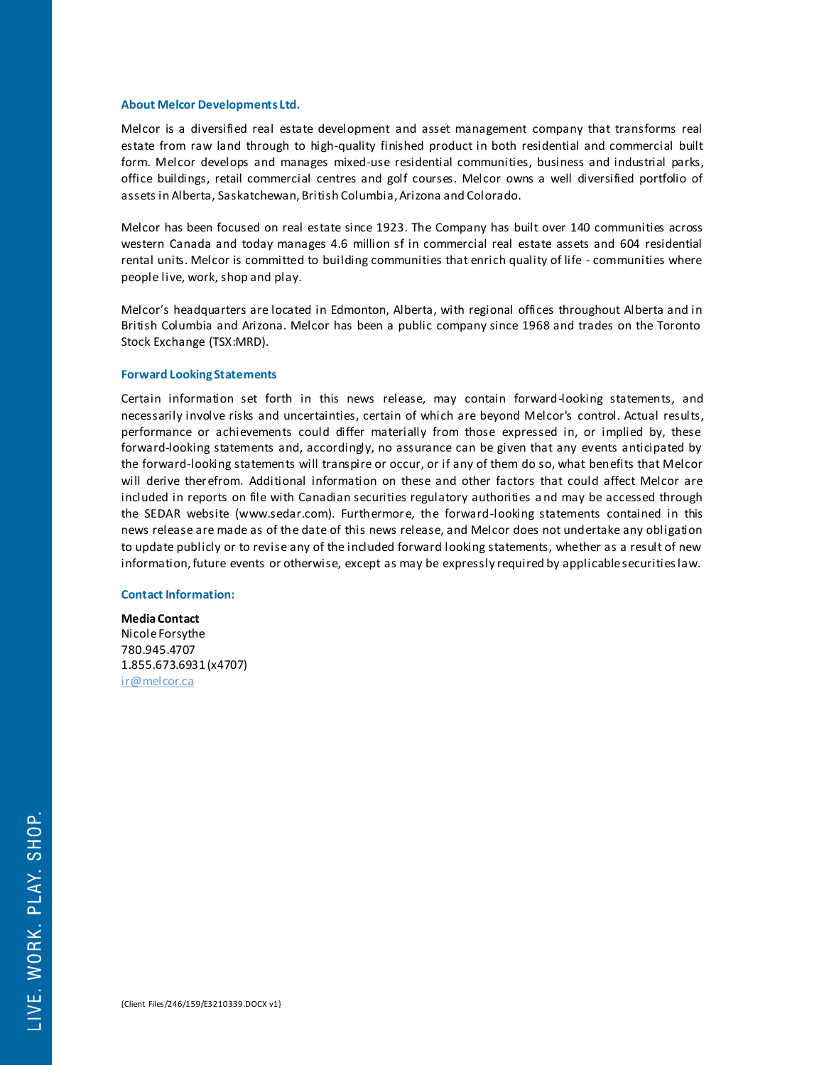### About Melcor Developments Ltd.

Melcor is a diversified real estate development and asset management company that transforms real estate from raw land through to high-quality finished product in both residential and commercial built form. Melcor develops and manages mixed-use residential communities, business and industrial parks, office buildings, retail commercial centres and golf courses. Melcor owns a well diversified portfolio of assets in Alberta, Saskatchewan, British Columbia, Arizona and Colorado.

Melcor has been focused on real estate since 1923. The Company has built over 140 communities across western Canada and today manages 4.6 million sf in commercial real estate assets and 604 residential rental units. Melcor is committed to building communities that enrich quality of life - communities where people live, work, shop and play.

Melcor's headquarters are located in Edmonton, Alberta, with regional offices throughout Alberta and in British Columbia and Arizona. Melcor has been a public company since 1968 and trades on the Toronto Stock Exchange (TSX:MRD).

### Forward Looking Statements

Certain information set forth in this news release, may contain forward-looking statements, and necessarily involve risks and uncertainties, certain of which are beyond Melcor's control. Actual results, performance or achievements could differ materially from those expressed in, or implied by, these forward-looking statements and, accordingly, no assurance can be given that any events anticipated by the forward-looking statements will transpire or occur, or if any of them do so, what benefits that Melcor will derive therefrom. Additional information on these and other factors that could affect Melcor are included in reports on file with Canadian securities regulatory authorities and may be accessed through the SEDAR website (www.sedar.com). Furthermore, the forward-looking statements contained in this news release are made as of the date of this news release, and Melcor does not undertake any obligation to update publicly or to revise any of the included forward looking statements, whether as a result of new information, future events or otherwise, except as may be expressly required by applicable securities law.

### Contact Information:

**Media Contact**
Nicole Forsythe
780.945.4707
1.855.673.6931 (x4707)
ir@melcor.ca

{Client Files/246/159/E3210339.DOCX v1}